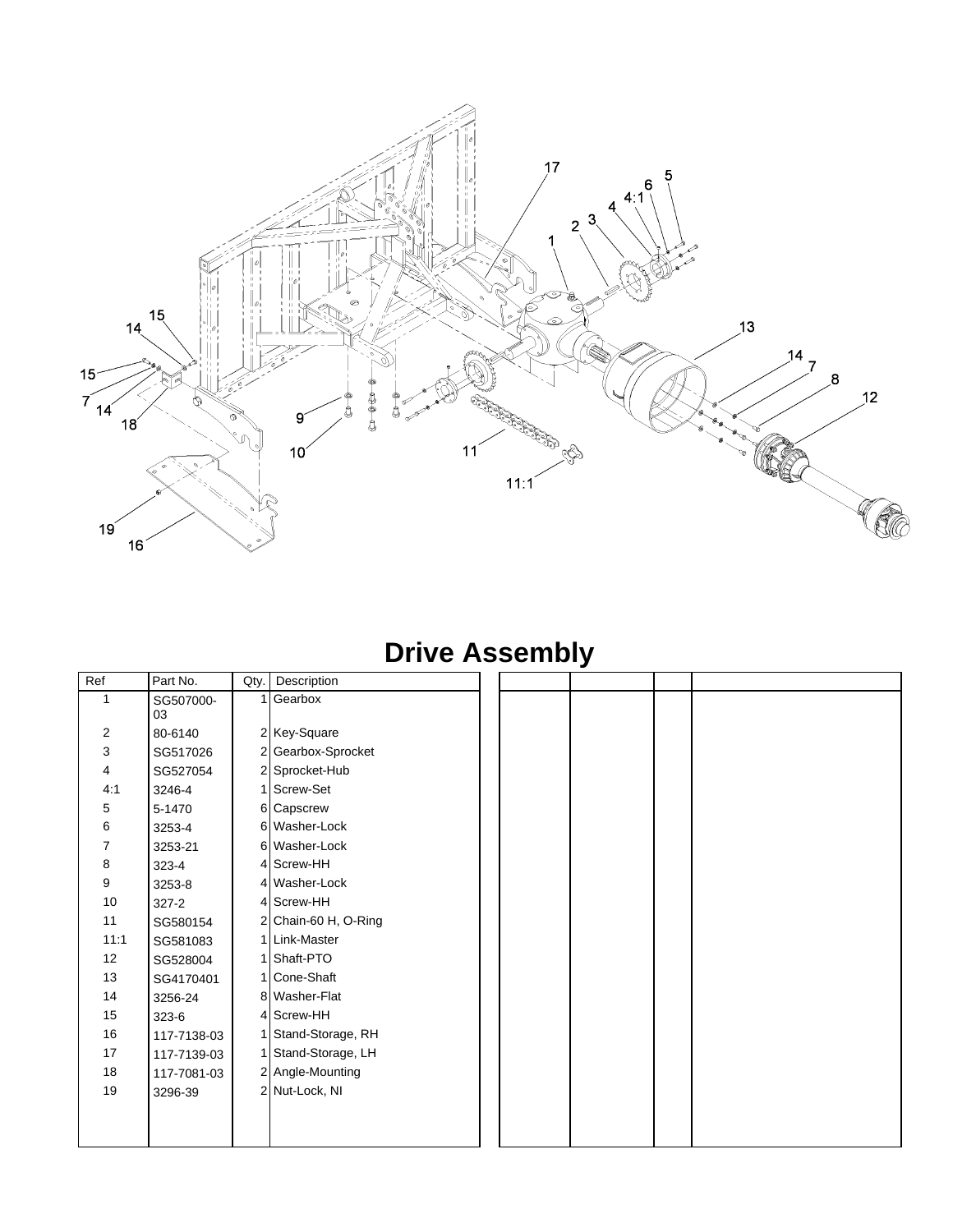# Drive Assembly

| Ref | Part No. | Qty. | Description |
|---|---|---|---|
| 1 | SG507000-03 | 1 | Gearbox |
| 2 | 80-6140 | 2 | Key-Square |
| 3 | SG517026 | 2 | Gearbox-Sprocket |
| 4 | SG527054 | 2 | Sprocket-Hub |
| 4:1 | 3246-4 | 1 | Screw-Set |
| 5 | 5-1470 | 6 | Capscrew |
| 6 | 3253-4 | 6 | Washer-Lock |
| 7 | 3253-21 | 6 | Washer-Lock |
| 8 | 323-4 | 4 | Screw-HH |
| 9 | 3253-8 | 4 | Washer-Lock |
| 10 | 327-2 | 4 | Screw-HH |
| 11 | SG580154 | 2 | Chain-60 H, O-Ring |
| 11:1 | SG581083 | 1 | Link-Master |
| 12 | SG528004 | 1 | Shaft-PTO |
| 13 | SG4170401 | 1 | Cone-Shaft |
| 14 | 3256-24 | 8 | Washer-Flat |
| 15 | 323-6 | 4 | Screw-HH |
| 16 | 117-7138-03 | 1 | Stand-Storage, RH |
| 17 | 117-7139-03 | 1 | Stand-Storage, LH |
| 18 | 117-7081-03 | 2 | Angle-Mounting |
| 19 | 3296-39 | 2 | Nut-Lock, NI |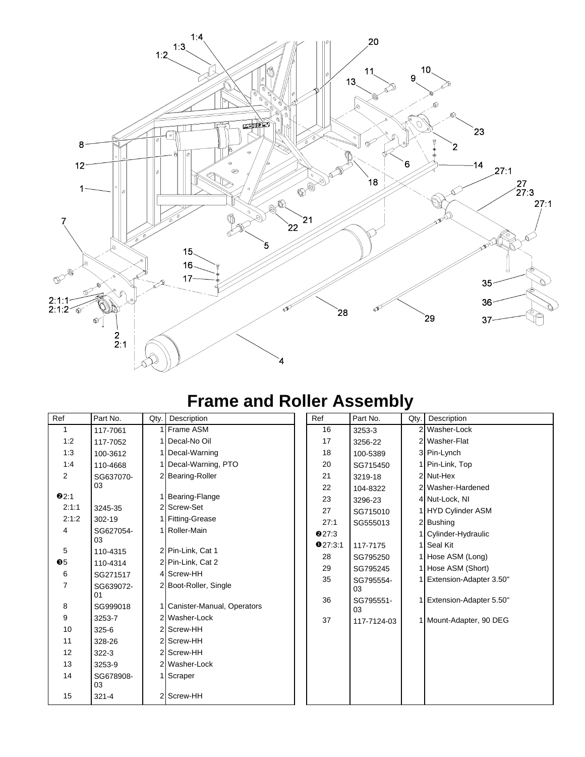# Frame and Roller Assembly

| Ref | Part No. | Qty. | Description |
|---|---|---|---|
| 1 | 117-7061 | 1 | Frame ASM |
| 1:2 | 117-7052 | 1 | Decal-No Oil |
| 1:3 | 100-3612 | 1 | Decal-Warning |
| 1:4 | 110-4668 | 1 | Decal-Warning, PTO |
| 2 | SG637070-03 | 2 | Bearing-Roller |
| ❷2:1 | | 1 | Bearing-Flange |
| 2:1:1 | 3245-35 | 2 | Screw-Set |
| 2:1:2 | 302-19 | 1 | Fitting-Grease |
| 4 | SG627054-03 | 1 | Roller-Main |
| 5 | 110-4315 | 2 | Pin-Link, Cat 1 |
| ❸5 | 110-4314 | 2 | Pin-Link, Cat 2 |
| 6 | SG271517 | 4 | Screw-HH |
| 7 | SG639072-01 | 2 | Boot-Roller, Single |
| 8 | SG999018 | 1 | Canister-Manual, Operators |
| 9 | 3253-7 | 2 | Washer-Lock |
| 10 | 325-6 | 2 | Screw-HH |
| 11 | 328-26 | 2 | Screw-HH |
| 12 | 322-3 | 2 | Screw-HH |
| 13 | 3253-9 | 2 | Washer-Lock |
| 14 | SG678908-03 | 1 | Scraper |
| 15 | 321-4 | 2 | Screw-HH |
| 16 | 3253-3 | 2 | Washer-Lock |
| 17 | 3256-22 | 2 | Washer-Flat |
| 18 | 100-5389 | 3 | Pin-Lynch |
| 20 | SG715450 | 1 | Pin-Link, Top |
| 21 | 3219-18 | 2 | Nut-Hex |
| 22 | 104-8322 | 2 | Washer-Hardened |
| 23 | 3296-23 | 4 | Nut-Lock, NI |
| 27 | SG715010 | 1 | HYD Cylinder ASM |
| 27:1 | SG555013 | 2 | Bushing |
| ❷27:3 | | 1 | Cylinder-Hydraulic |
| ❶27:3:1 | 117-7175 | 1 | Seal Kit |
| 28 | SG795250 | 1 | Hose ASM (Long) |
| 29 | SG795245 | 1 | Hose ASM (Short) |
| 35 | SG795554-03 | 1 | Extension-Adapter 3.50" |
| 36 | SG795551-03 | 1 | Extension-Adapter 5.50" |
| 37 | 117-7124-03 | 1 | Mount-Adapter, 90 DEG |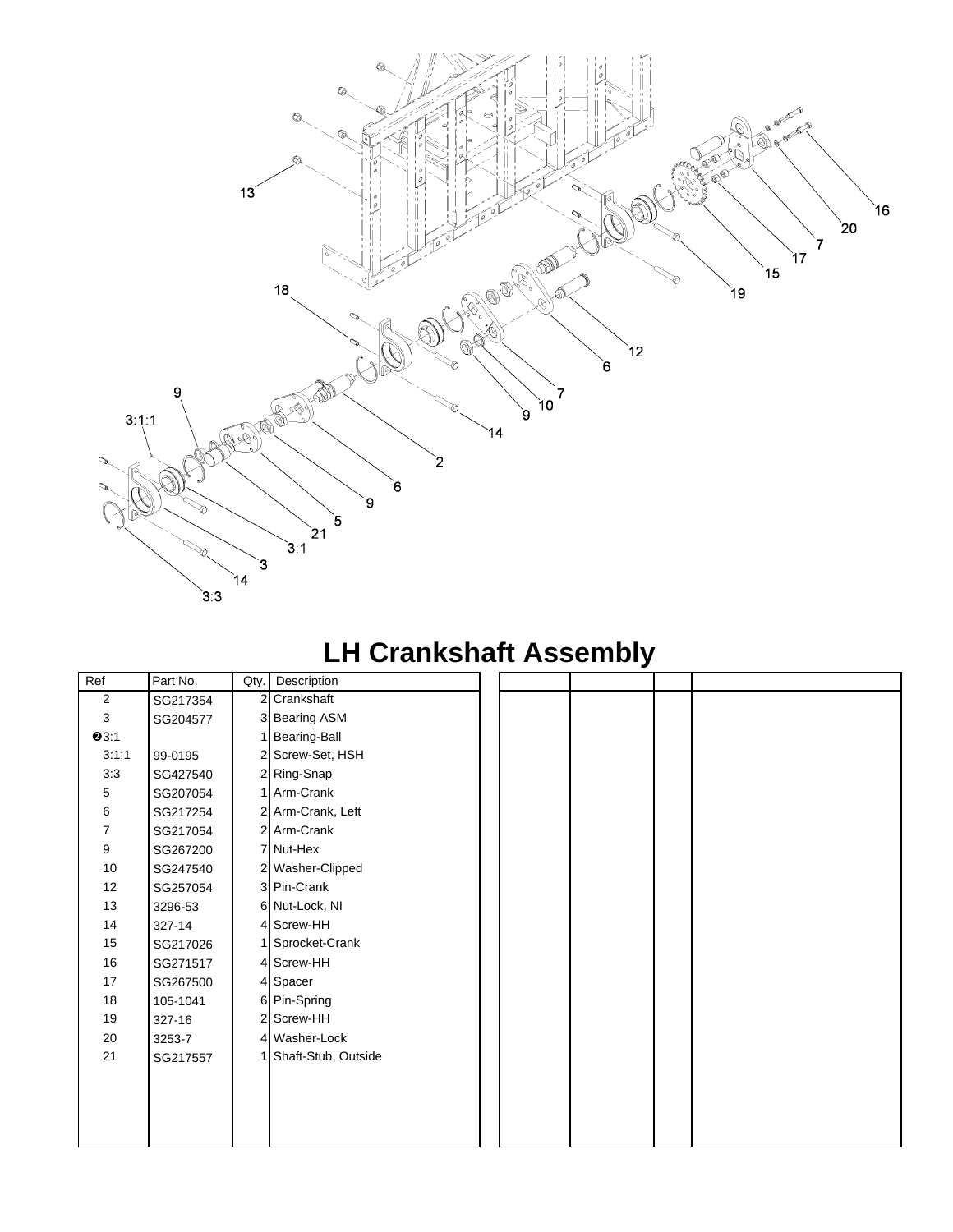# LH Crankshaft Assembly

| Ref | Part No. | Qty. | Description |
|---|---|---|---|
| 2 | SG217354 | 2 | Crankshaft |
| 3 | SG204577 | 3 | Bearing ASM |
| ❷3:1 | | 1 | Bearing-Ball |
| 3:1:1 | 99-0195 | 2 | Screw-Set, HSH |
| 3:3 | SG427540 | 2 | Ring-Snap |
| 5 | SG207054 | 1 | Arm-Crank |
| 6 | SG217254 | 2 | Arm-Crank, Left |
| 7 | SG217054 | 2 | Arm-Crank |
| 9 | SG267200 | 7 | Nut-Hex |
| 10 | SG247540 | 2 | Washer-Clipped |
| 12 | SG257054 | 3 | Pin-Crank |
| 13 | 3296-53 | 6 | Nut-Lock, NI |
| 14 | 327-14 | 4 | Screw-HH |
| 15 | SG217026 | 1 | Sprocket-Crank |
| 16 | SG271517 | 4 | Screw-HH |
| 17 | SG267500 | 4 | Spacer |
| 18 | 105-1041 | 6 | Pin-Spring |
| 19 | 327-16 | 2 | Screw-HH |
| 20 | 3253-7 | 4 | Washer-Lock |
| 21 | SG217557 | 1 | Shaft-Stub, Outside |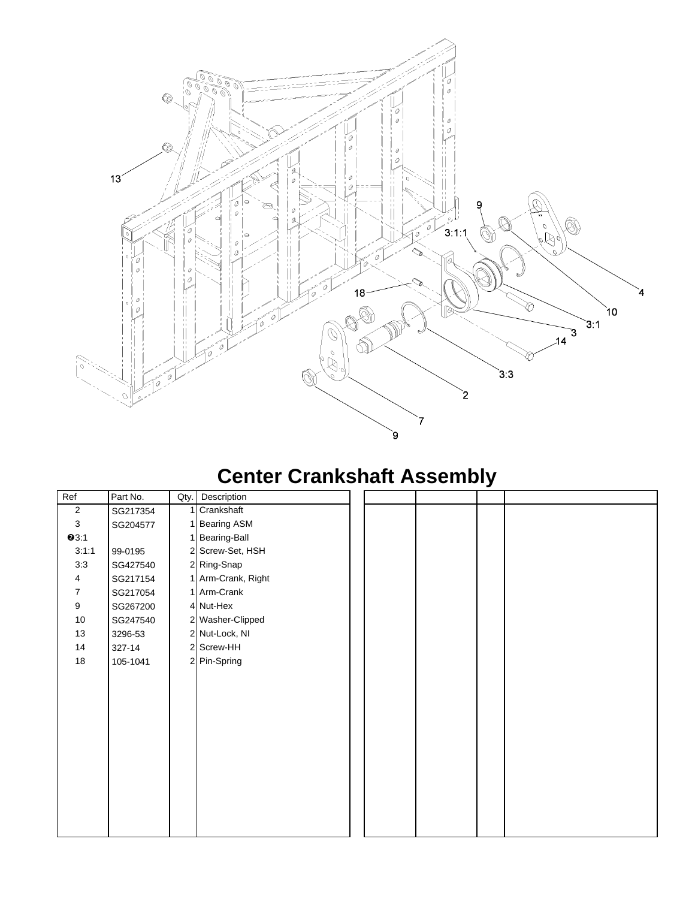# Center Crankshaft Assembly

| Ref | Part No. | Qty. | Description |
|---|---|---|---|
| 2 | SG217354 | 1 | Crankshaft |
| 3 | SG204577 | 1 | Bearing ASM |
| ❷3:1 | | 1 | Bearing-Ball |
| 3:1:1 | 99-0195 | 2 | Screw-Set, HSH |
| 3:3 | SG427540 | 2 | Ring-Snap |
| 4 | SG217154 | 1 | Arm-Crank, Right |
| 7 | SG217054 | 1 | Arm-Crank |
| 9 | SG267200 | 4 | Nut-Hex |
| 10 | SG247540 | 2 | Washer-Clipped |
| 13 | 3296-53 | 2 | Nut-Lock, NI |
| 14 | 327-14 | 2 | Screw-HH |
| 18 | 105-1041 | 2 | Pin-Spring |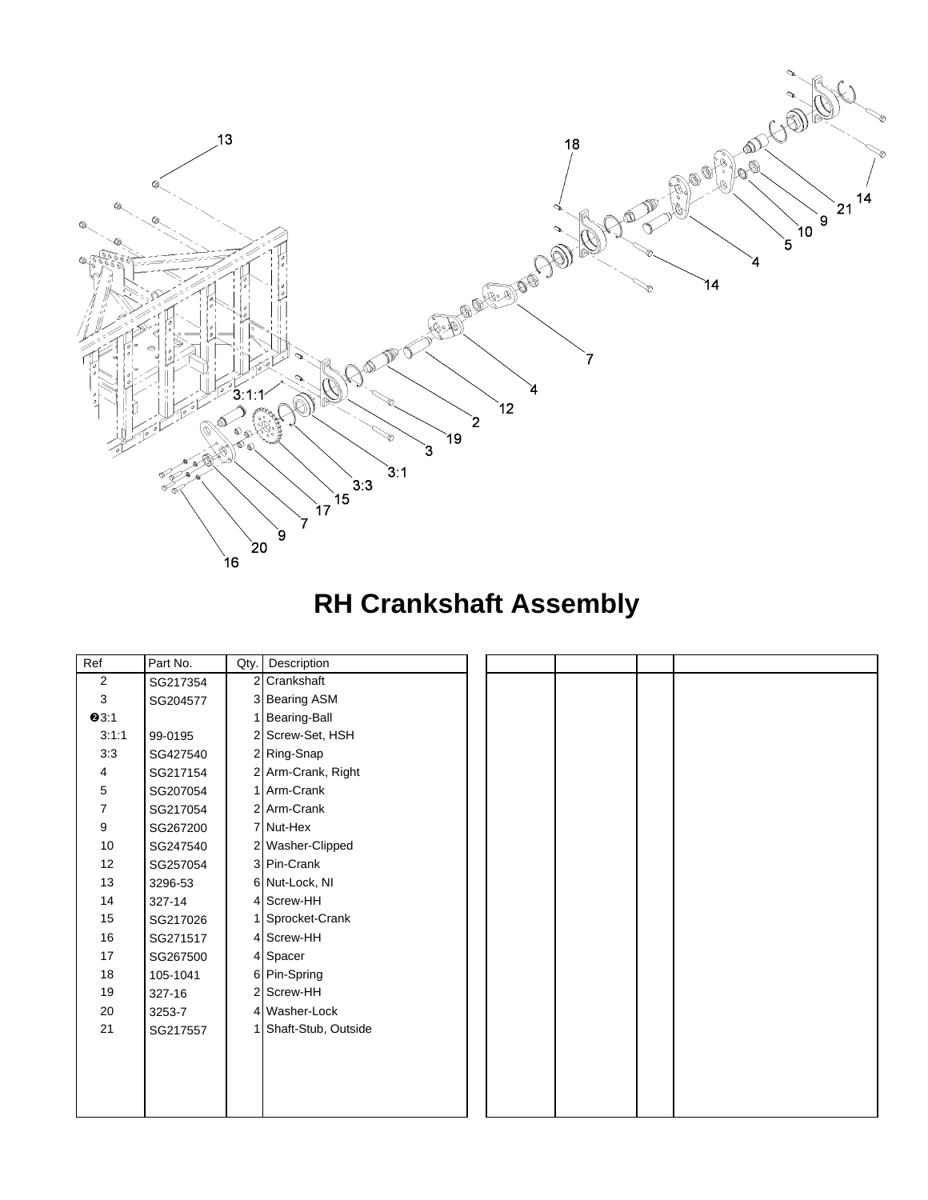# RH Crankshaft Assembly

| Ref | Part No. | Qty. | Description |
|---|---|---|---|
| 2 | SG217354 | 2 | Crankshaft |
| 3 | SG204577 | 3 | Bearing ASM |
| ❷3:1 | | 1 | Bearing-Ball |
| 3:1:1 | 99-0195 | 2 | Screw-Set, HSH |
| 3:3 | SG427540 | 2 | Ring-Snap |
| 4 | SG217154 | 2 | Arm-Crank, Right |
| 5 | SG207054 | 1 | Arm-Crank |
| 7 | SG217054 | 2 | Arm-Crank |
| 9 | SG267200 | 7 | Nut-Hex |
| 10 | SG247540 | 2 | Washer-Clipped |
| 12 | SG257054 | 3 | Pin-Crank |
| 13 | 3296-53 | 6 | Nut-Lock, NI |
| 14 | 327-14 | 4 | Screw-HH |
| 15 | SG217026 | 1 | Sprocket-Crank |
| 16 | SG271517 | 4 | Screw-HH |
| 17 | SG267500 | 4 | Spacer |
| 18 | 105-1041 | 6 | Pin-Spring |
| 19 | 327-16 | 2 | Screw-HH |
| 20 | 3253-7 | 4 | Washer-Lock |
| 21 | SG217557 | 1 | Shaft-Stub, Outside |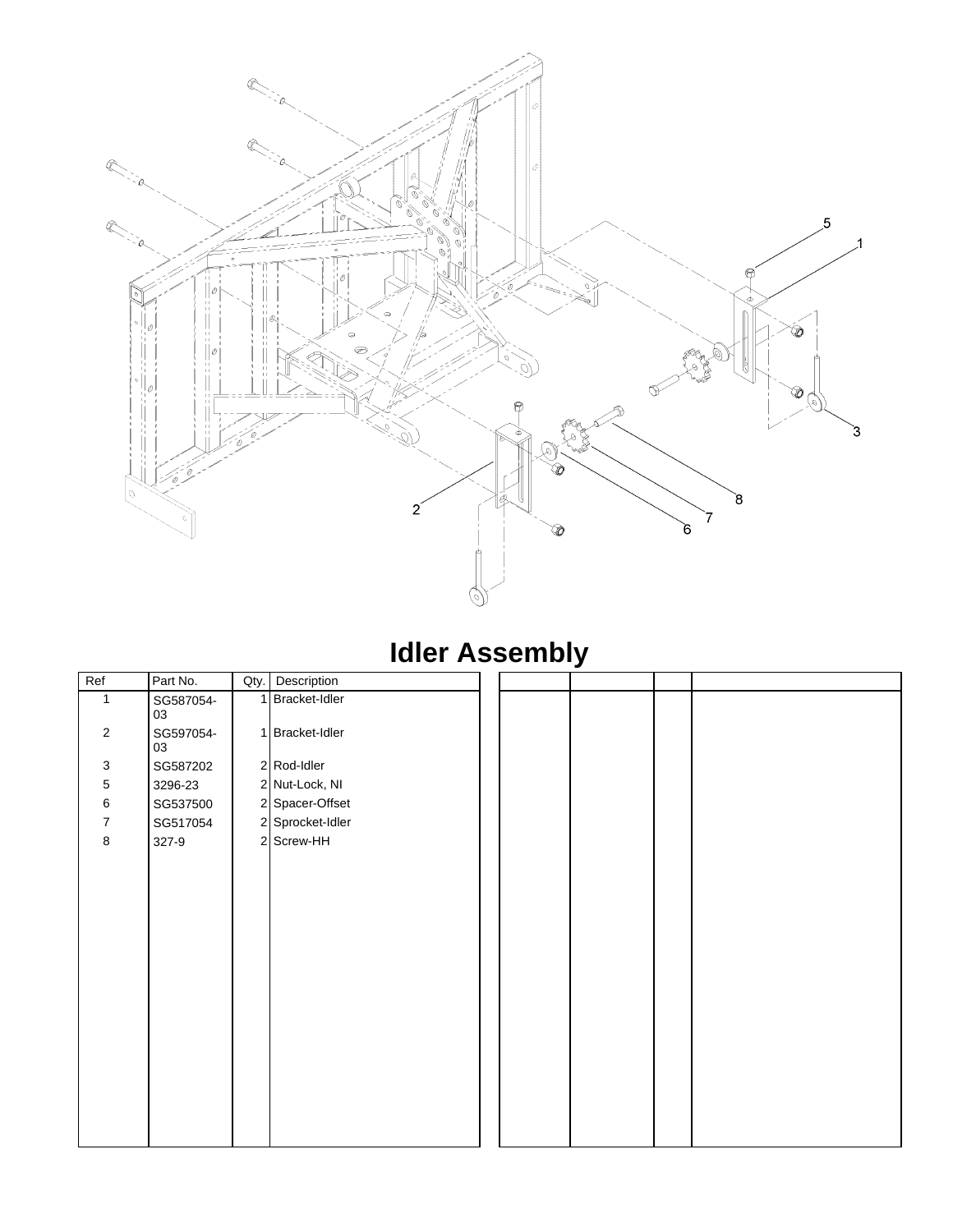# Idler Assembly

| Ref | Part No. | Qty. | Description |
|---|---|---|---|
| 1 | SG587054-03 | 1 | Bracket-Idler |
| 2 | SG597054-03 | 1 | Bracket-Idler |
| 3 | SG587202 | 2 | Rod-Idler |
| 5 | 3296-23 | 2 | Nut-Lock, NI |
| 6 | SG537500 | 2 | Spacer-Offset |
| 7 | SG517054 | 2 | Sprocket-Idler |
| 8 | 327-9 | 2 | Screw-HH |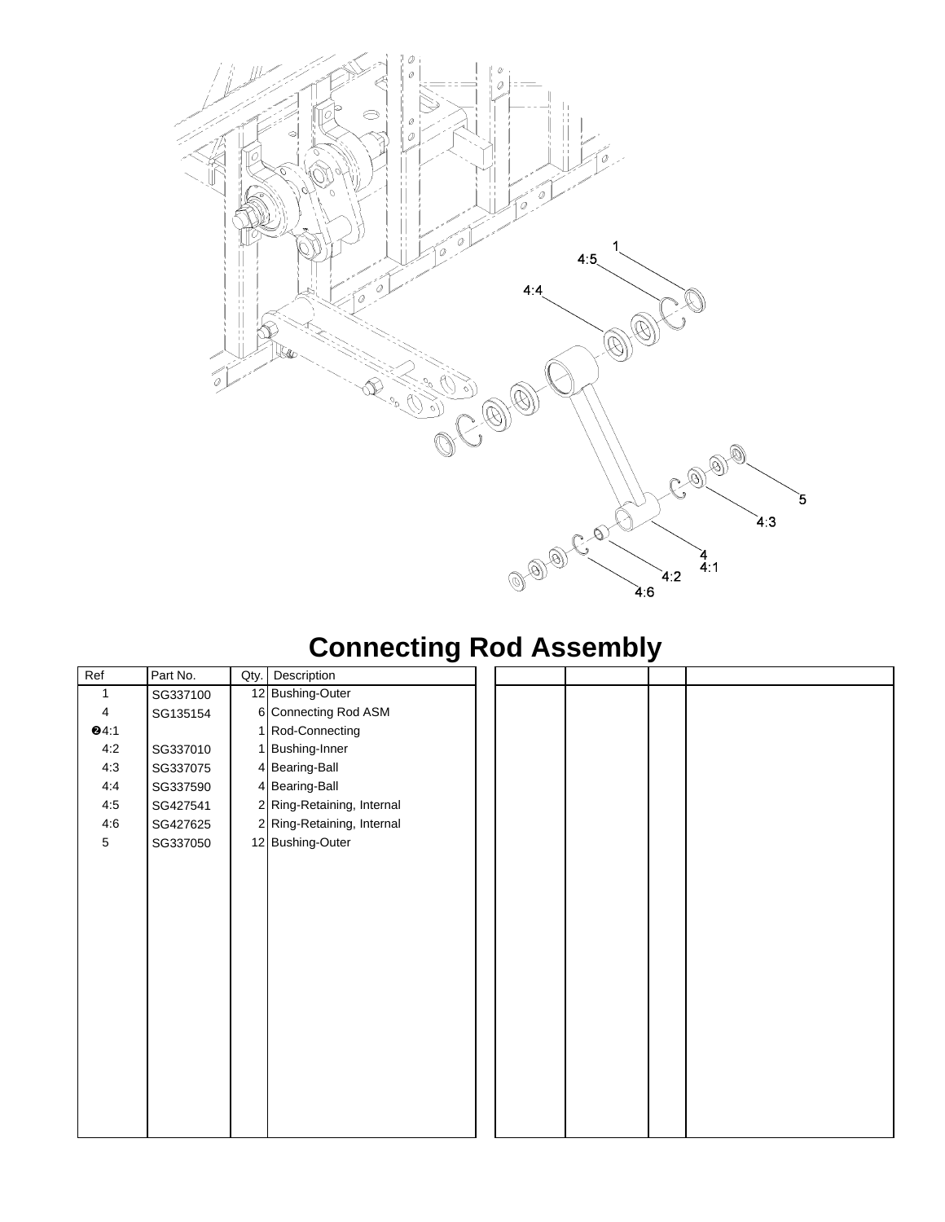# Connecting Rod Assembly

| Ref | Part No. | Qty. | Description |
|---|---|---|---|
| 1 | SG337100 | 12 | Bushing-Outer |
| 4 | SG135154 | 6 | Connecting Rod ASM |
| ❷4:1 | | 1 | Rod-Connecting |
| 4:2 | SG337010 | 1 | Bushing-Inner |
| 4:3 | SG337075 | 4 | Bearing-Ball |
| 4:4 | SG337590 | 4 | Bearing-Ball |
| 4:5 | SG427541 | 2 | Ring-Retaining, Internal |
| 4:6 | SG427625 | 2 | Ring-Retaining, Internal |
| 5 | SG337050 | 12 | Bushing-Outer |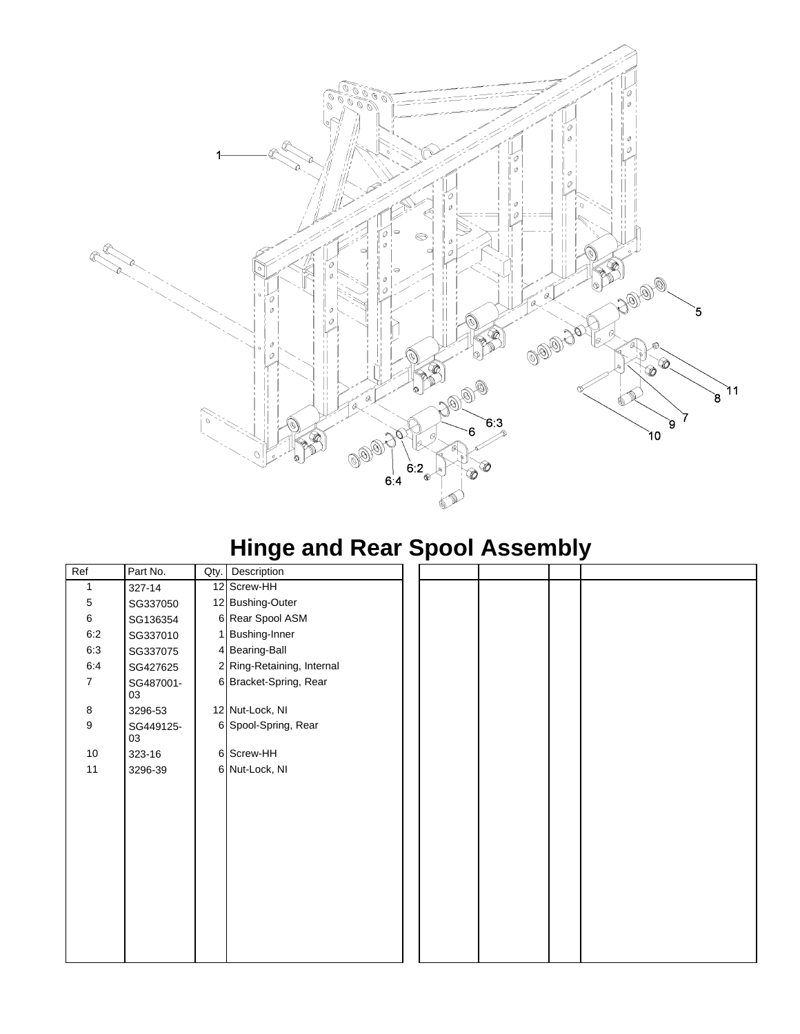# Hinge and Rear Spool Assembly

| Ref | Part No. | Qty. | Description |
|---|---|---|---|
| 1 | 327-14 | 12 | Screw-HH |
| 5 | SG337050 | 12 | Bushing-Outer |
| 6 | SG136354 | 6 | Rear Spool ASM |
| 6:2 | SG337010 | 1 | Bushing-Inner |
| 6:3 | SG337075 | 4 | Bearing-Ball |
| 6:4 | SG427625 | 2 | Ring-Retaining, Internal |
| 7 | SG487001-03 | 6 | Bracket-Spring, Rear |
| 8 | 3296-53 | 12 | Nut-Lock, NI |
| 9 | SG449125-03 | 6 | Spool-Spring, Rear |
| 10 | 323-16 | 6 | Screw-HH |
| 11 | 3296-39 | 6 | Nut-Lock, NI |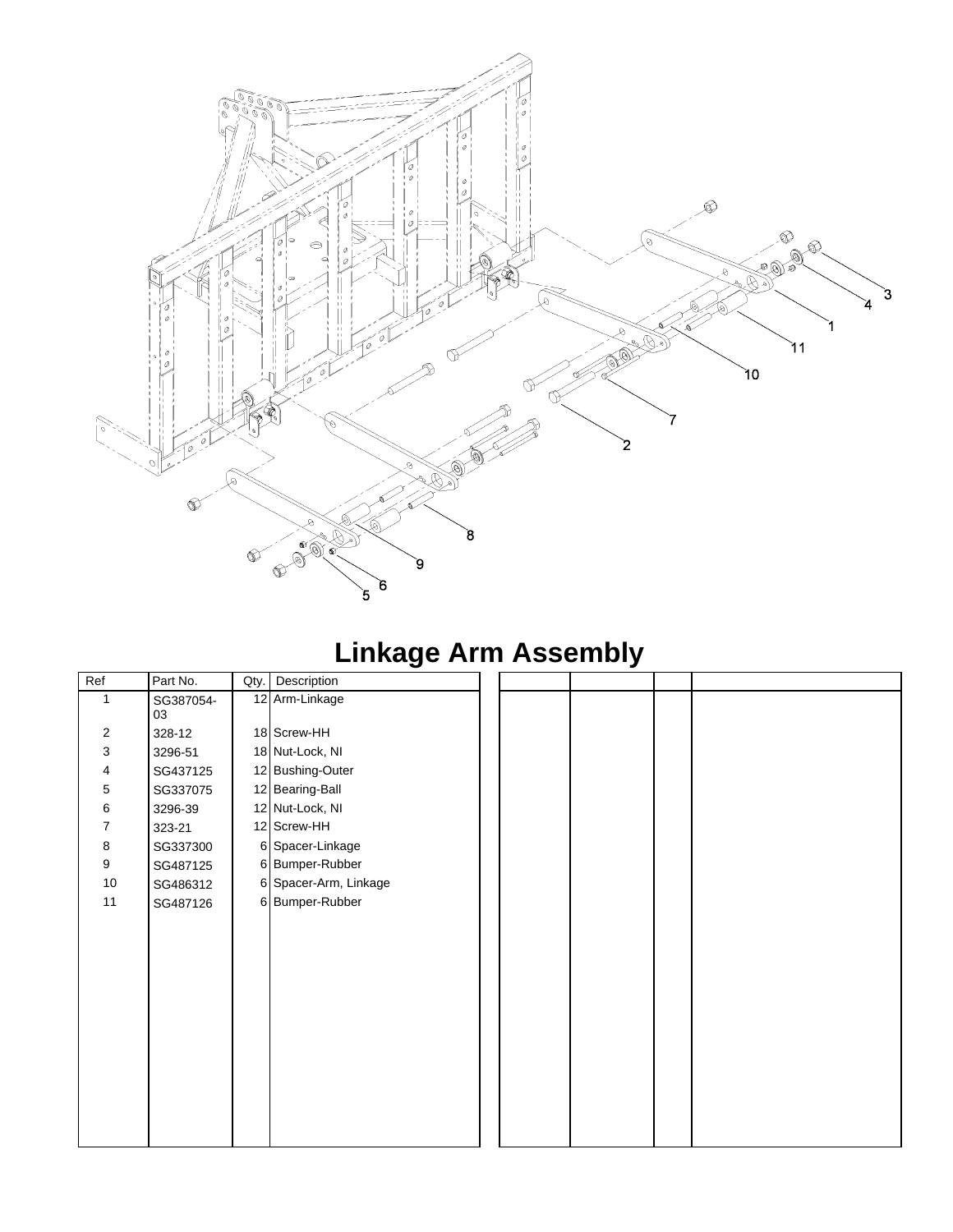# Linkage Arm Assembly

| Ref | Part No. | Qty. | Description |
|---|---|---|---|
| 1 | SG387054-03 | 12 | Arm-Linkage |
| 2 | 328-12 | 18 | Screw-HH |
| 3 | 3296-51 | 18 | Nut-Lock, NI |
| 4 | SG437125 | 12 | Bushing-Outer |
| 5 | SG337075 | 12 | Bearing-Ball |
| 6 | 3296-39 | 12 | Nut-Lock, NI |
| 7 | 323-21 | 12 | Screw-HH |
| 8 | SG337300 | 6 | Spacer-Linkage |
| 9 | SG487125 | 6 | Bumper-Rubber |
| 10 | SG486312 | 6 | Spacer-Arm, Linkage |
| 11 | SG487126 | 6 | Bumper-Rubber |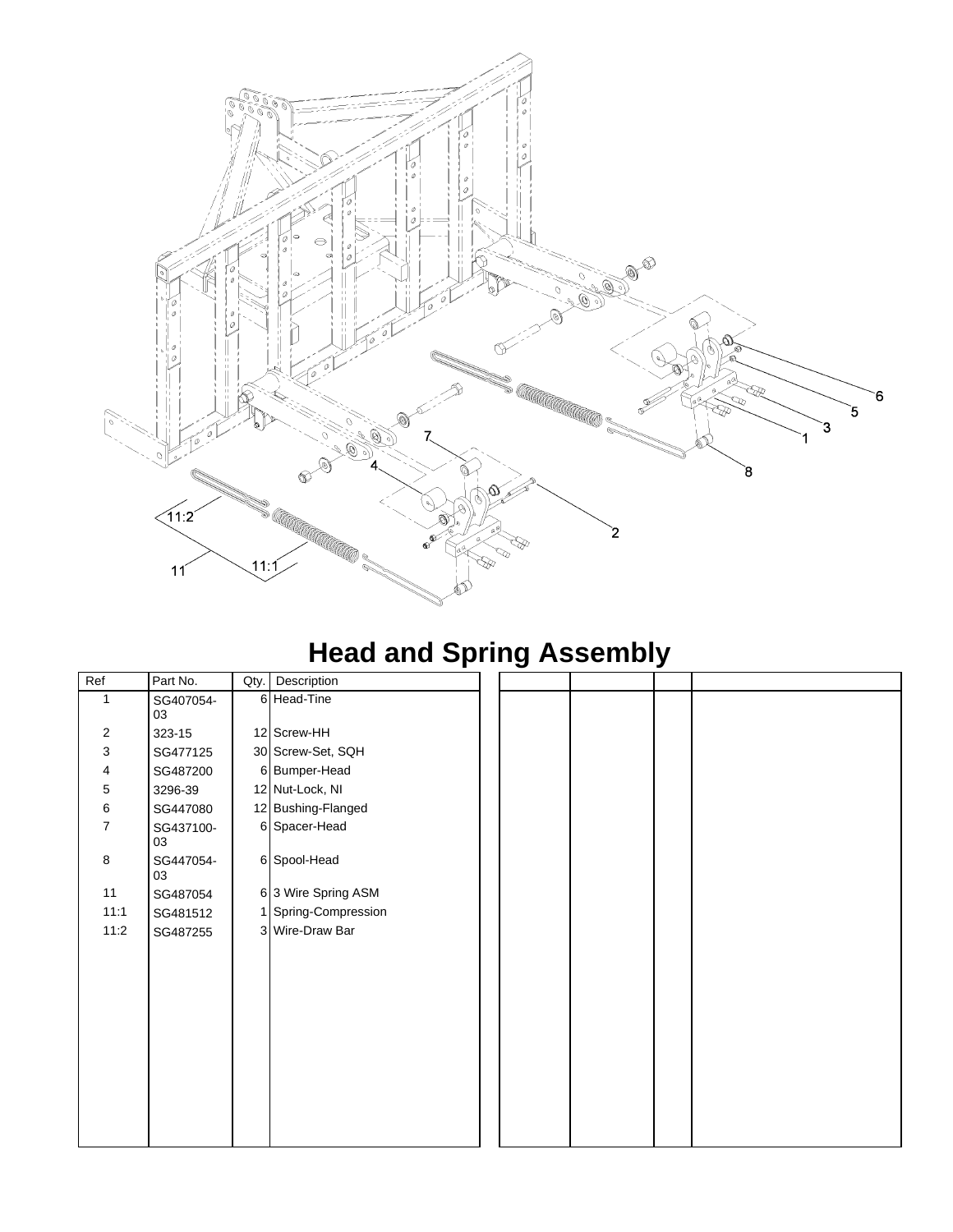11:2

11

11:1

7

4

2

6

5

3

1

8

# Head and Spring Assembly

| Ref | Part No. | Qty. | Description |
|---|---|---|---|
| 1 | SG407054-03 | 6 | Head-Tine |
| 2 | 323-15 | 12 | Screw-HH |
| 3 | SG477125 | 30 | Screw-Set, SQH |
| 4 | SG487200 | 6 | Bumper-Head |
| 5 | 3296-39 | 12 | Nut-Lock, NI |
| 6 | SG447080 | 12 | Bushing-Flanged |
| 7 | SG437100-03 | 6 | Spacer-Head |
| 8 | SG447054-03 | 6 | Spool-Head |
| 11 | SG487054 | 6 | 3 Wire Spring ASM |
| 11:1 | SG481512 | 1 | Spring-Compression |
| 11:2 | SG487255 | 3 | Wire-Draw Bar |